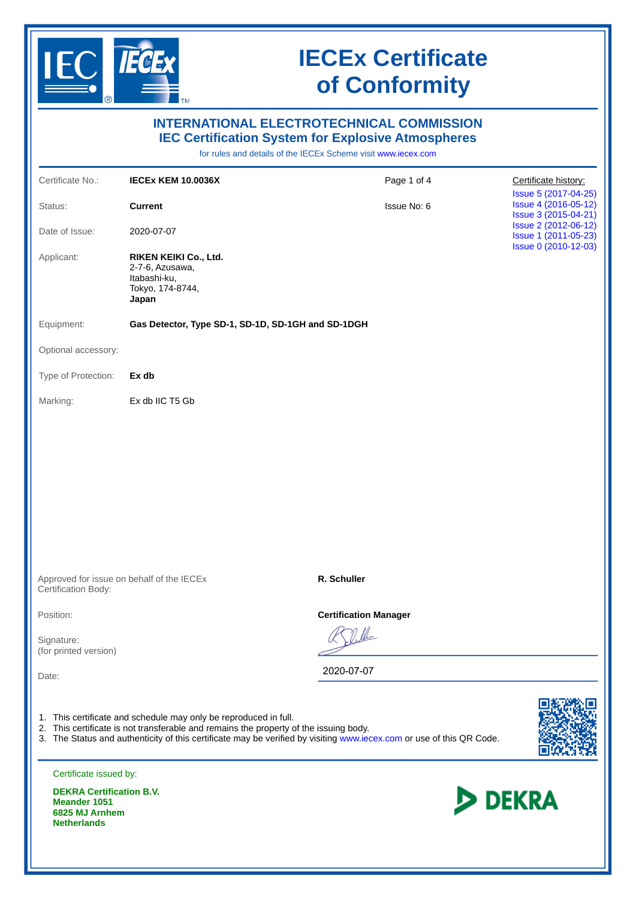# IECEx Certificate of Conformity

## INTERNATIONAL ELECTROTECHNICAL COMMISSION
## IEC Certification System for Explosive Atmospheres

for rules and details of the IECEx Scheme visit www.iecex.com

| | | | |
|---|---|---|---|
| Certificate No.: | **IECEx KEM 10.0036X** | Page 1 of 4 | Certificate history: |
| Status: | **Current** | Issue No: 6 | Issue 5 (2017-04-25)<br>Issue 4 (2016-05-12)<br>Issue 3 (2015-04-21)<br>Issue 2 (2012-06-12)<br>Issue 1 (2011-05-23)<br>Issue 0 (2010-12-03) |
| Date of Issue: | 2020-07-07 | | |
| Applicant: | **RIKEN KEIKI Co., Ltd.**<br>2-7-6, Azusawa,<br>Itabashi-ku,<br>Tokyo, 174-8744,<br>**Japan** | | |
| Equipment: | **Gas Detector, Type SD-1, SD-1D, SD-1GH and SD-1DGH** | | |
| Optional accessory: | | | |
| Type of Protection: | **Ex db** | | |
| Marking: | Ex db IIC T5 Gb | | |

| | |
|---|---|
| Approved for issue on behalf of the IECEx Certification Body: | **R. Schuller** |
| Position: | **Certification Manager** |
| Signature:<br>(for printed version) | |
| Date: | 2020-07-07 |

1. This certificate and schedule may only be reproduced in full.
2. This certificate is not transferable and remains the property of the issuing body.
3. The Status and authenticity of this certificate may be verified by visiting www.iecex.com or use of this QR Code.

Certificate issued by:

**DEKRA Certification B.V.**
**Meander 1051**
**6825 MJ Arnhem**
**Netherlands**

DEKRA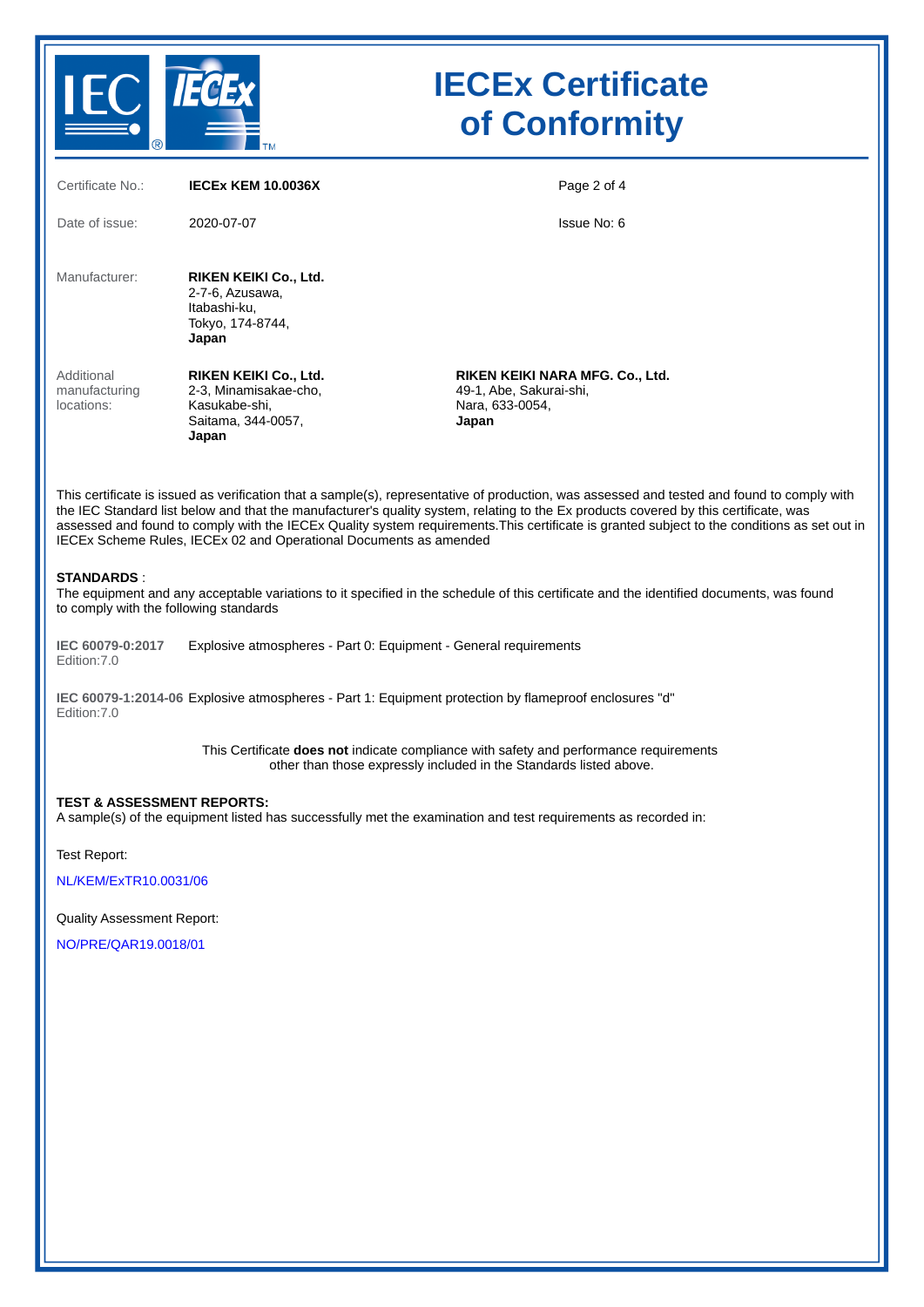# IECEx Certificate of Conformity

| | | | |
|---|---|---|---|
| Certificate No.: | **IECEx KEM 10.0036X** | | |
| Date of issue: | 2020-07-07 | Issue No: 6 | |

Manufacturer:

**RIKEN KEIKI Co., Ltd.**
2-7-6, Azusawa,
Itabashi-ku,
Tokyo, 174-8744,
**Japan**

Additional manufacturing locations:

**RIKEN KEIKI Co., Ltd.**
2-3, Minamisakae-cho,
Kasukabe-shi,
Saitama, 344-0057,
**Japan**

**RIKEN KEIKI NARA MFG. Co., Ltd.**
49-1, Abe, Sakurai-shi,
Nara, 633-0054,
**Japan**

This certificate is issued as verification that a sample(s), representative of production, was assessed and tested and found to comply with the IEC Standard list below and that the manufacturer's quality system, relating to the Ex products covered by this certificate, was assessed and found to comply with the IECEx Quality system requirements.This certificate is granted subject to the conditions as set out in IECEx Scheme Rules, IECEx 02 and Operational Documents as amended

**STANDARDS** :
The equipment and any acceptable variations to it specified in the schedule of this certificate and the identified documents, was found to comply with the following standards

**IEC 60079-0:2017** Edition:7.0 — Explosive atmospheres - Part 0: Equipment - General requirements

**IEC 60079-1:2014-06** Edition:7.0 — Explosive atmospheres - Part 1: Equipment protection by flameproof enclosures "d"

This Certificate **does not** indicate compliance with safety and performance requirements other than those expressly included in the Standards listed above.

**TEST & ASSESSMENT REPORTS:**
A sample(s) of the equipment listed has successfully met the examination and test requirements as recorded in:

Test Report:

NL/KEM/ExTR10.0031/06

Quality Assessment Report:

NO/PRE/QAR19.0018/01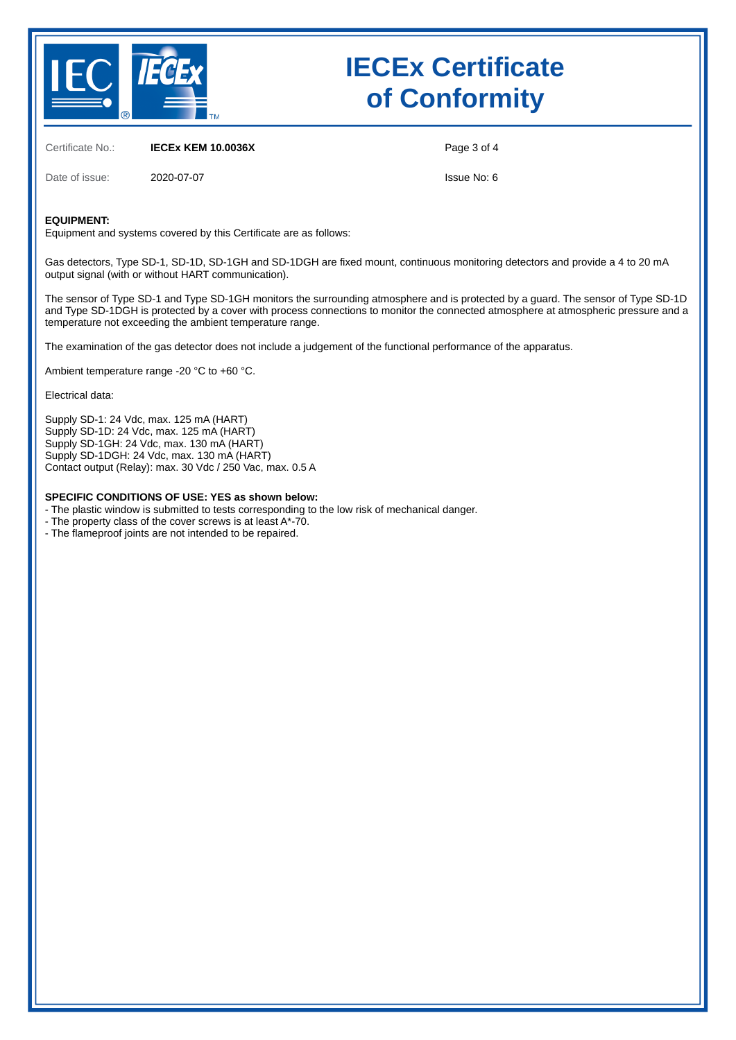# IECEx Certificate of Conformity

| | | | |
|---|---|---|---|
| Certificate No.: | **IECEx KEM 10.0036X** | | |
| Date of issue: | 2020-07-07 | | Issue No: 6 |

**EQUIPMENT:**
Equipment and systems covered by this Certificate are as follows:

Gas detectors, Type SD-1, SD-1D, SD-1GH and SD-1DGH are fixed mount, continuous monitoring detectors and provide a 4 to 20 mA output signal (with or without HART communication).

The sensor of Type SD-1 and Type SD-1GH monitors the surrounding atmosphere and is protected by a guard. The sensor of Type SD-1D and Type SD-1DGH is protected by a cover with process connections to monitor the connected atmosphere at atmospheric pressure and a temperature not exceeding the ambient temperature range.

The examination of the gas detector does not include a judgement of the functional performance of the apparatus.

Ambient temperature range -20 °C to +60 °C.

Electrical data:

Supply SD-1: 24 Vdc, max. 125 mA (HART)
Supply SD-1D: 24 Vdc, max. 125 mA (HART)
Supply SD-1GH: 24 Vdc, max. 130 mA (HART)
Supply SD-1DGH: 24 Vdc, max. 130 mA (HART)
Contact output (Relay): max. 30 Vdc / 250 Vac, max. 0.5 A

**SPECIFIC CONDITIONS OF USE: YES as shown below:**
- The plastic window is submitted to tests corresponding to the low risk of mechanical danger.
- The property class of the cover screws is at least A*-70.
- The flameproof joints are not intended to be repaired.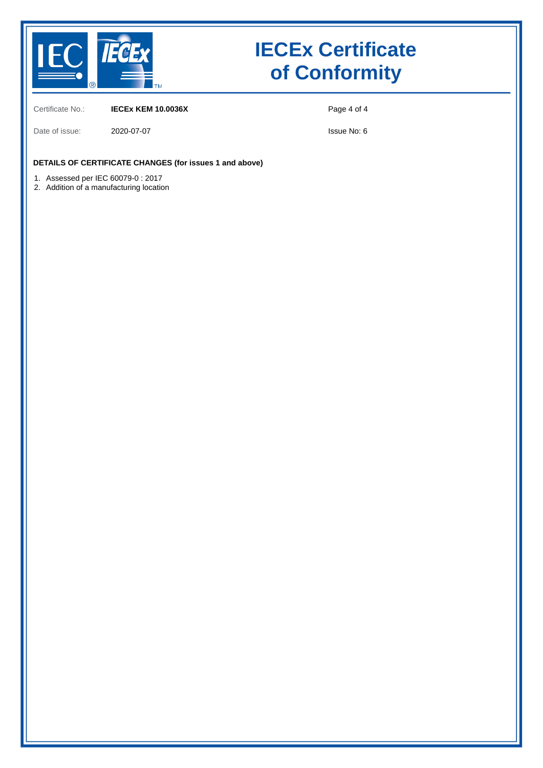Certificate No.: **IECEx KEM 10.0036X**

Date of issue: 2020-07-07

Issue No: 6

**DETAILS OF CERTIFICATE CHANGES (for issues 1 and above)**

1. Assessed per IEC 60079-0 : 2017
2. Addition of a manufacturing location